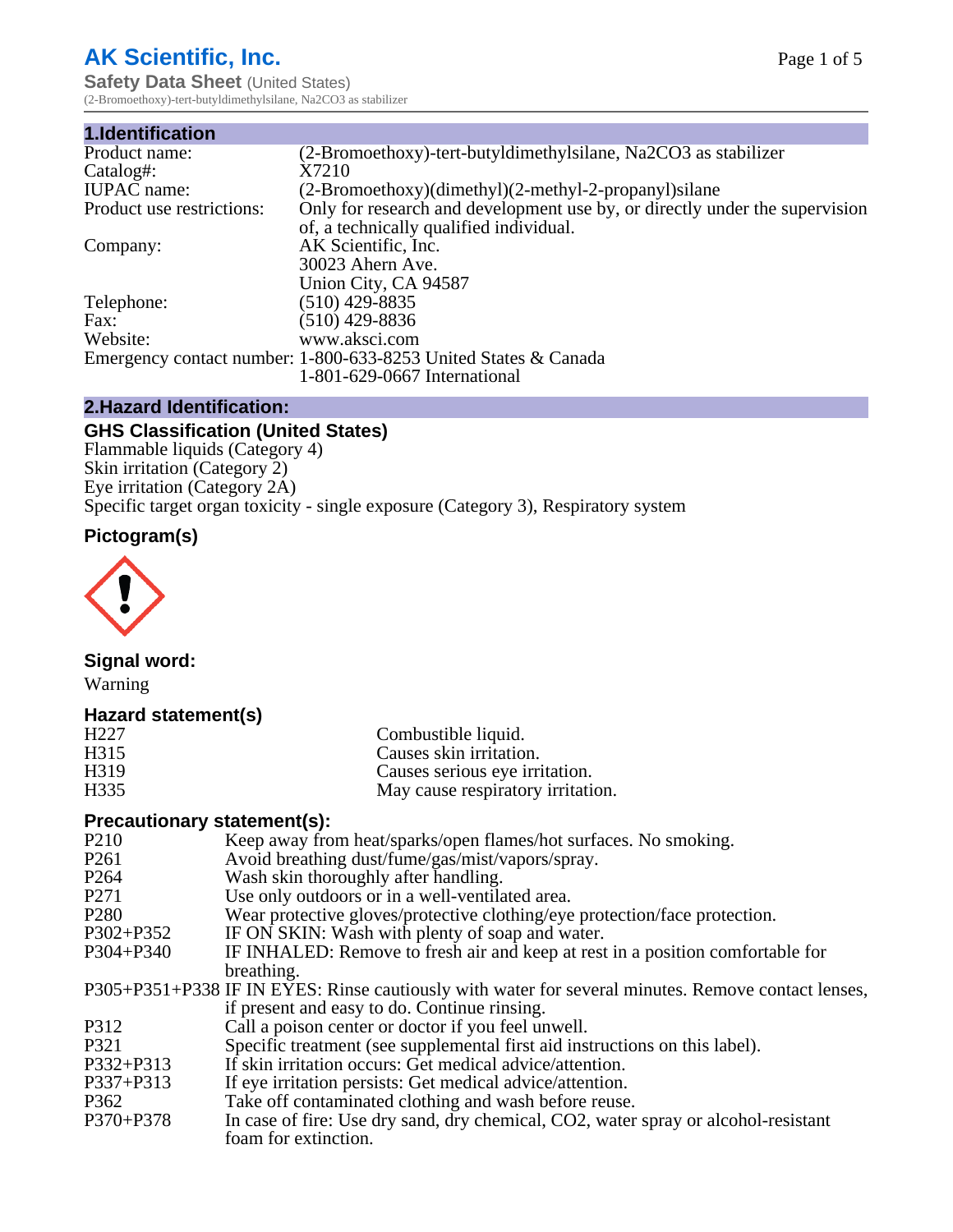# AK Scientific, Inc.

**Safety Data Sheet** (United States)
(2-Bromoethoxy)-tert-butyldimethylsilane, Na2CO3 as stabilizer

## 1.Identification

| | |
|---|---|
| Product name: | (2-Bromoethoxy)-tert-butyldimethylsilane, Na2CO3 as stabilizer |
| Catalog#: | X7210 |
| IUPAC name: | (2-Bromoethoxy)(dimethyl)(2-methyl-2-propanyl)silane |
| Product use restrictions: | Only for research and development use by, or directly under the supervision of, a technically qualified individual. |
| Company: | AK Scientific, Inc.<br>30023 Ahern Ave.<br>Union City, CA 94587 |
| Telephone: | (510) 429-8835 |
| Fax: | (510) 429-8836 |
| Website: | www.aksci.com |
| Emergency contact number: | 1-800-633-8253 United States & Canada<br>1-801-629-0667 International |

## 2.Hazard Identification:

### GHS Classification (United States)

Flammable liquids (Category 4)
Skin irritation (Category 2)
Eye irritation (Category 2A)
Specific target organ toxicity - single exposure (Category 3), Respiratory system

### Pictogram(s)

### Signal word:

Warning

### Hazard statement(s)

| | |
|---|---|
| H227 | Combustible liquid. |
| H315 | Causes skin irritation. |
| H319 | Causes serious eye irritation. |
| H335 | May cause respiratory irritation. |

### Precautionary statement(s):

| | |
|---|---|
| P210 | Keep away from heat/sparks/open flames/hot surfaces. No smoking. |
| P261 | Avoid breathing dust/fume/gas/mist/vapors/spray. |
| P264 | Wash skin thoroughly after handling. |
| P271 | Use only outdoors or in a well-ventilated area. |
| P280 | Wear protective gloves/protective clothing/eye protection/face protection. |
| P302+P352 | IF ON SKIN: Wash with plenty of soap and water. |
| P304+P340 | IF INHALED: Remove to fresh air and keep at rest in a position comfortable for breathing. |
| P305+P351+P338 | IF IN EYES: Rinse cautiously with water for several minutes. Remove contact lenses, if present and easy to do. Continue rinsing. |
| P312 | Call a poison center or doctor if you feel unwell. |
| P321 | Specific treatment (see supplemental first aid instructions on this label). |
| P332+P313 | If skin irritation occurs: Get medical advice/attention. |
| P337+P313 | If eye irritation persists: Get medical advice/attention. |
| P362 | Take off contaminated clothing and wash before reuse. |
| P370+P378 | In case of fire: Use dry sand, dry chemical, CO2, water spray or alcohol-resistant foam for extinction. |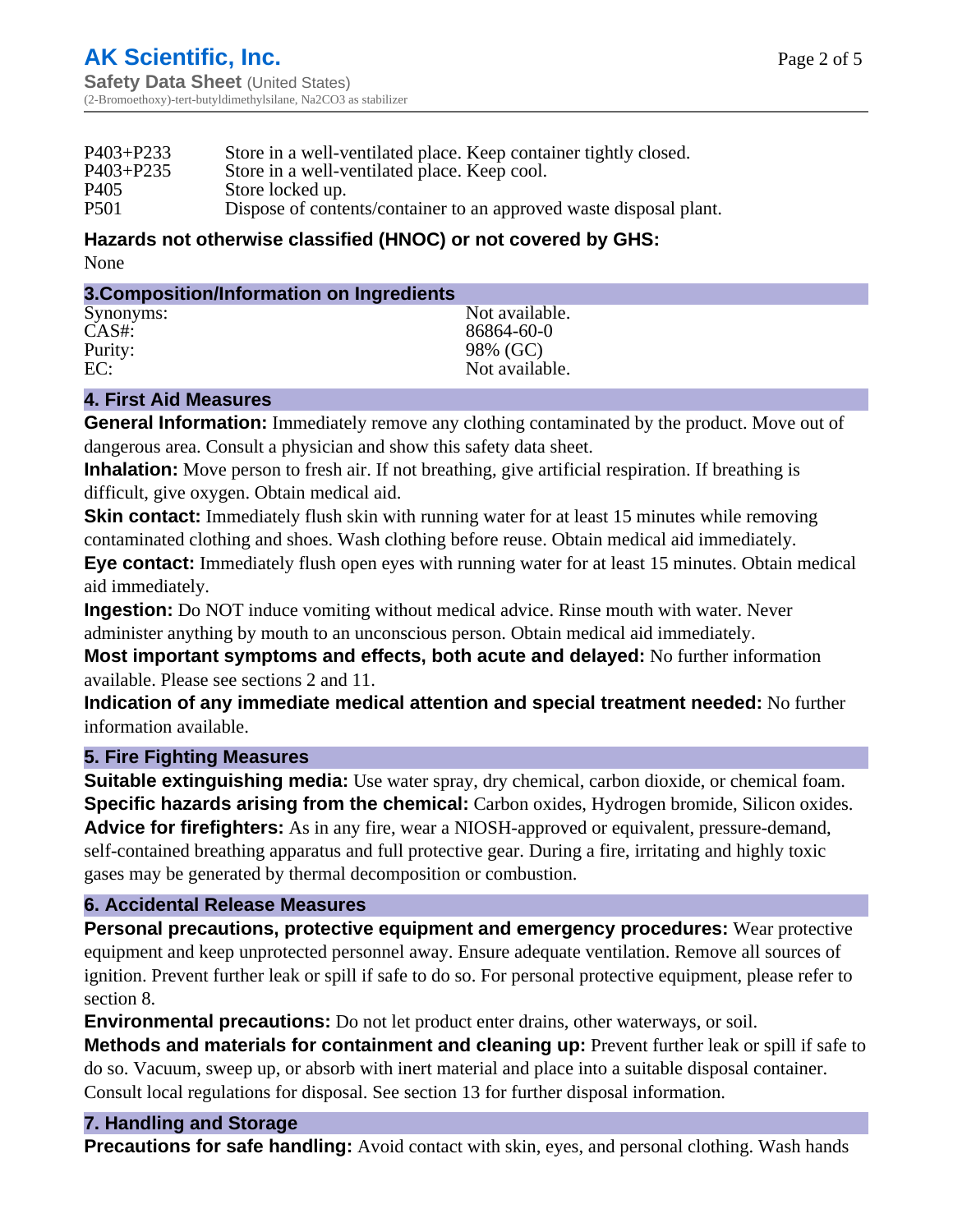| | |
|---|---|
| P403+P233 | Store in a well-ventilated place. Keep container tightly closed. |
| P403+P235 | Store in a well-ventilated place. Keep cool. |
| P405 | Store locked up. |
| P501 | Dispose of contents/container to an approved waste disposal plant. |

### Hazards not otherwise classified (HNOC) or not covered by GHS:

None

## 3.Composition/Information on Ingredients

| | |
|---|---|
| Synonyms: | Not available. |
| CAS#: | 86864-60-0 |
| Purity: | 98% (GC) |
| EC: | Not available. |

## 4. First Aid Measures

**General Information:** Immediately remove any clothing contaminated by the product. Move out of dangerous area. Consult a physician and show this safety data sheet.

**Inhalation:** Move person to fresh air. If not breathing, give artificial respiration. If breathing is difficult, give oxygen. Obtain medical aid.

**Skin contact:** Immediately flush skin with running water for at least 15 minutes while removing contaminated clothing and shoes. Wash clothing before reuse. Obtain medical aid immediately.

**Eye contact:** Immediately flush open eyes with running water for at least 15 minutes. Obtain medical aid immediately.

**Ingestion:** Do NOT induce vomiting without medical advice. Rinse mouth with water. Never administer anything by mouth to an unconscious person. Obtain medical aid immediately.

**Most important symptoms and effects, both acute and delayed:** No further information available. Please see sections 2 and 11.

**Indication of any immediate medical attention and special treatment needed:** No further information available.

## 5. Fire Fighting Measures

**Suitable extinguishing media:** Use water spray, dry chemical, carbon dioxide, or chemical foam.

**Specific hazards arising from the chemical:** Carbon oxides, Hydrogen bromide, Silicon oxides.

**Advice for firefighters:** As in any fire, wear a NIOSH-approved or equivalent, pressure-demand, self-contained breathing apparatus and full protective gear. During a fire, irritating and highly toxic gases may be generated by thermal decomposition or combustion.

## 6. Accidental Release Measures

**Personal precautions, protective equipment and emergency procedures:** Wear protective equipment and keep unprotected personnel away. Ensure adequate ventilation. Remove all sources of ignition. Prevent further leak or spill if safe to do so. For personal protective equipment, please refer to section 8.

**Environmental precautions:** Do not let product enter drains, other waterways, or soil.

**Methods and materials for containment and cleaning up:** Prevent further leak or spill if safe to do so. Vacuum, sweep up, or absorb with inert material and place into a suitable disposal container. Consult local regulations for disposal. See section 13 for further disposal information.

## 7. Handling and Storage

**Precautions for safe handling:** Avoid contact with skin, eyes, and personal clothing. Wash hands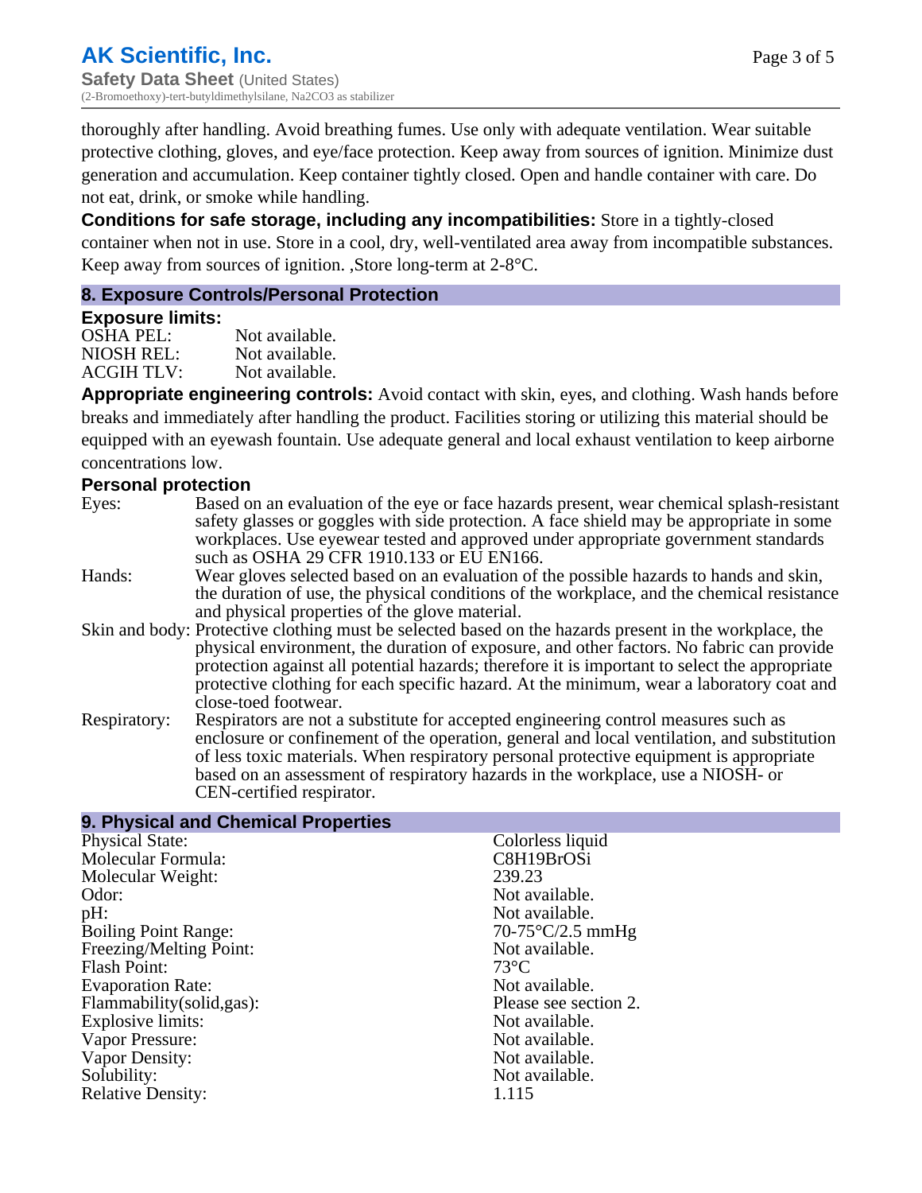thoroughly after handling. Avoid breathing fumes. Use only with adequate ventilation. Wear suitable protective clothing, gloves, and eye/face protection. Keep away from sources of ignition. Minimize dust generation and accumulation. Keep container tightly closed. Open and handle container with care. Do not eat, drink, or smoke while handling.

**Conditions for safe storage, including any incompatibilities:** Store in a tightly-closed container when not in use. Store in a cool, dry, well-ventilated area away from incompatible substances. Keep away from sources of ignition. ,Store long-term at 2-8°C.

## 8. Exposure Controls/Personal Protection

### Exposure limits:

| | |
|---|---|
| OSHA PEL: | Not available. |
| NIOSH REL: | Not available. |
| ACGIH TLV: | Not available. |

**Appropriate engineering controls:** Avoid contact with skin, eyes, and clothing. Wash hands before breaks and immediately after handling the product. Facilities storing or utilizing this material should be equipped with an eyewash fountain. Use adequate general and local exhaust ventilation to keep airborne concentrations low.

### Personal protection

| | |
|---|---|
| Eyes: | Based on an evaluation of the eye or face hazards present, wear chemical splash-resistant safety glasses or goggles with side protection. A face shield may be appropriate in some workplaces. Use eyewear tested and approved under appropriate government standards such as OSHA 29 CFR 1910.133 or EU EN166. |
| Hands: | Wear gloves selected based on an evaluation of the possible hazards to hands and skin, the duration of use, the physical conditions of the workplace, and the chemical resistance and physical properties of the glove material. |
| Skin and body: | Protective clothing must be selected based on the hazards present in the workplace, the physical environment, the duration of exposure, and other factors. No fabric can provide protection against all potential hazards; therefore it is important to select the appropriate protective clothing for each specific hazard. At the minimum, wear a laboratory coat and close-toed footwear. |
| Respiratory: | Respirators are not a substitute for accepted engineering control measures such as enclosure or confinement of the operation, general and local ventilation, and substitution of less toxic materials. When respiratory personal protective equipment is appropriate based on an assessment of respiratory hazards in the workplace, use a NIOSH- or CEN-certified respirator. |

## 9. Physical and Chemical Properties

| | |
|---|---|
| Physical State: | Colorless liquid |
| Molecular Formula: | C8H19BrOSi |
| Molecular Weight: | 239.23 |
| Odor: | Not available. |
| pH: | Not available. |
| Boiling Point Range: | 70-75°C/2.5 mmHg |
| Freezing/Melting Point: | Not available. |
| Flash Point: | 73°C |
| Evaporation Rate: | Not available. |
| Flammability(solid,gas): | Please see section 2. |
| Explosive limits: | Not available. |
| Vapor Pressure: | Not available. |
| Vapor Density: | Not available. |
| Solubility: | Not available. |
| Relative Density: | 1.115 |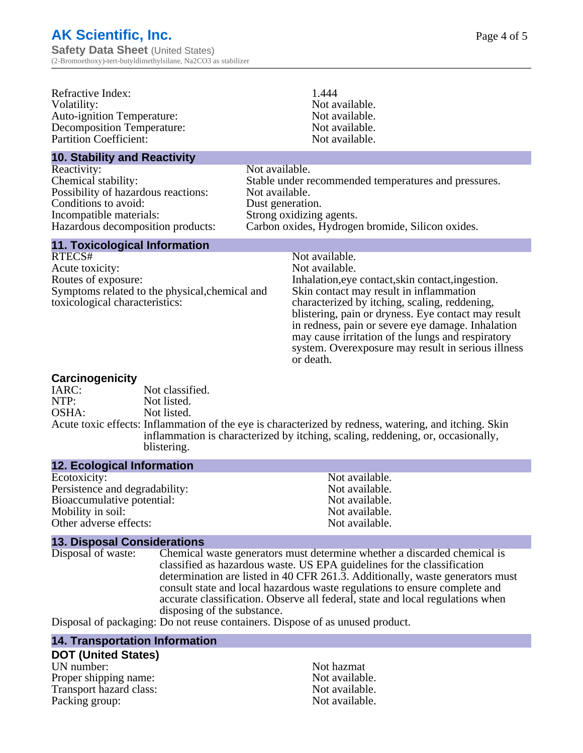| | |
|---|---|
| Refractive Index: | 1.444 |
| Volatility: | Not available. |
| Auto-ignition Temperature: | Not available. |
| Decomposition Temperature: | Not available. |
| Partition Coefficient: | Not available. |

## 10. Stability and Reactivity

| | |
|---|---|
| Reactivity: | Not available. |
| Chemical stability: | Stable under recommended temperatures and pressures. |
| Possibility of hazardous reactions: | Not available. |
| Conditions to avoid: | Dust generation. |
| Incompatible materials: | Strong oxidizing agents. |
| Hazardous decomposition products: | Carbon oxides, Hydrogen bromide, Silicon oxides. |

## 11. Toxicological Information

| | |
|---|---|
| RTECS# | Not available. |
| Acute toxicity: | Not available. |
| Routes of exposure: | Inhalation,eye contact,skin contact,ingestion. |
| Symptoms related to the physical,chemical and toxicological characteristics: | Skin contact may result in inflammation characterized by itching, scaling, reddening, blistering, pain or dryness. Eye contact may result in redness, pain or severe eye damage. Inhalation may cause irritation of the lungs and respiratory system. Overexposure may result in serious illness or death. |

### Carcinogenicity

| | |
|---|---|
| IARC: | Not classified. |
| NTP: | Not listed. |
| OSHA: | Not listed. |
| Acute toxic effects: | Inflammation of the eye is characterized by redness, watering, and itching. Skin inflammation is characterized by itching, scaling, reddening, or, occasionally, blistering. |

## 12. Ecological Information

| | |
|---|---|
| Ecotoxicity: | Not available. |
| Persistence and degradability: | Not available. |
| Bioaccumulative potential: | Not available. |
| Mobility in soil: | Not available. |
| Other adverse effects: | Not available. |

## 13. Disposal Considerations

| | |
|---|---|
| Disposal of waste: | Chemical waste generators must determine whether a discarded chemical is classified as hazardous waste. US EPA guidelines for the classification determination are listed in 40 CFR 261.3. Additionally, waste generators must consult state and local hazardous waste regulations to ensure complete and accurate classification. Observe all federal, state and local regulations when disposing of the substance. |
| Disposal of packaging: | Do not reuse containers. Dispose of as unused product. |

## 14. Transportation Information

### DOT (United States)

| | |
|---|---|
| UN number: | Not hazmat |
| Proper shipping name: | Not available. |
| Transport hazard class: | Not available. |
| Packing group: | Not available. |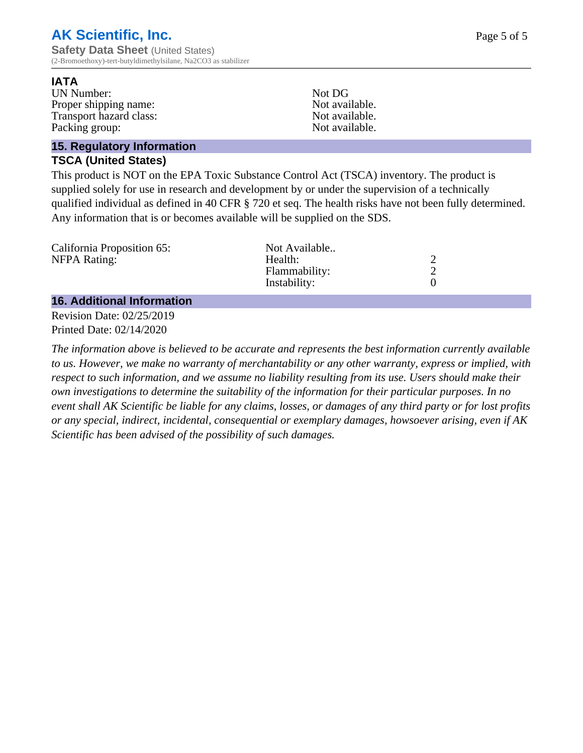### IATA

| | |
|---|---|
| UN Number: | Not DG |
| Proper shipping name: | Not available. |
| Transport hazard class: | Not available. |
| Packing group: | Not available. |

## 15. Regulatory Information

### TSCA (United States)

This product is NOT on the EPA Toxic Substance Control Act (TSCA) inventory. The product is supplied solely for use in research and development by or under the supervision of a technically qualified individual as defined in 40 CFR § 720 et seq. The health risks have not been fully determined. Any information that is or becomes available will be supplied on the SDS.

| | | |
|---|---|---|
| California Proposition 65: | Not Available.. | |
| NFPA Rating: | Health: | 2 |
| | Flammability: | 2 |
| | Instability: | 0 |

## 16. Additional Information

Revision Date: 02/25/2019

Printed Date: 02/14/2020

*The information above is believed to be accurate and represents the best information currently available to us. However, we make no warranty of merchantability or any other warranty, express or implied, with respect to such information, and we assume no liability resulting from its use. Users should make their own investigations to determine the suitability of the information for their particular purposes. In no event shall AK Scientific be liable for any claims, losses, or damages of any third party or for lost profits or any special, indirect, incidental, consequential or exemplary damages, howsoever arising, even if AK Scientific has been advised of the possibility of such damages.*